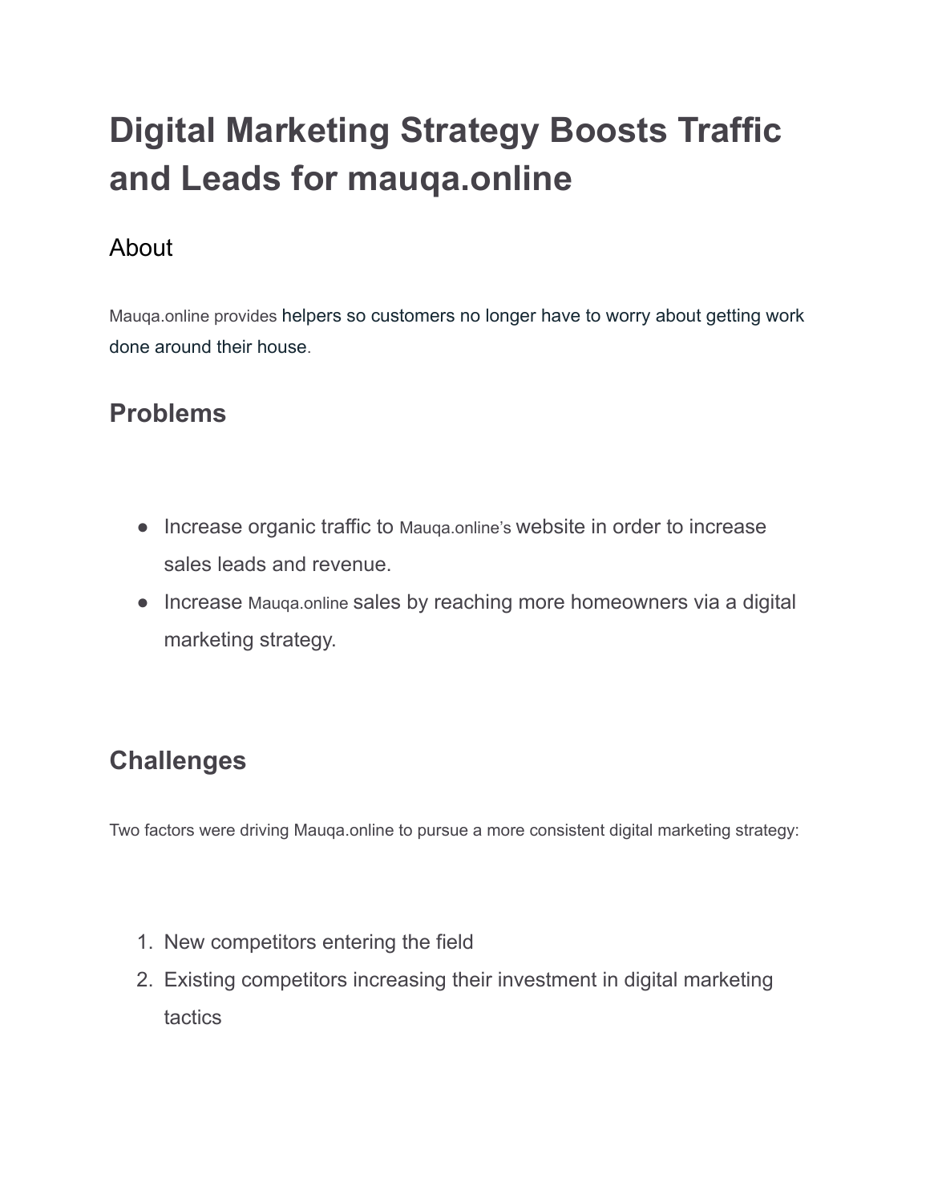# Digital Marketing Strategy Boosts Traffic and Leads for mauqa.online

## About

Mauqa.online provides helpers so customers no longer have to worry about getting work done around their house.

## Problems

- Increase organic traffic to Mauqa.online's website in order to increase sales leads and revenue.
- Increase Mauqa.online sales by reaching more homeowners via a digital marketing strategy.

## Challenges

Two factors were driving Mauqa.online to pursue a more consistent digital marketing strategy:

1. New competitors entering the field
2. Existing competitors increasing their investment in digital marketing tactics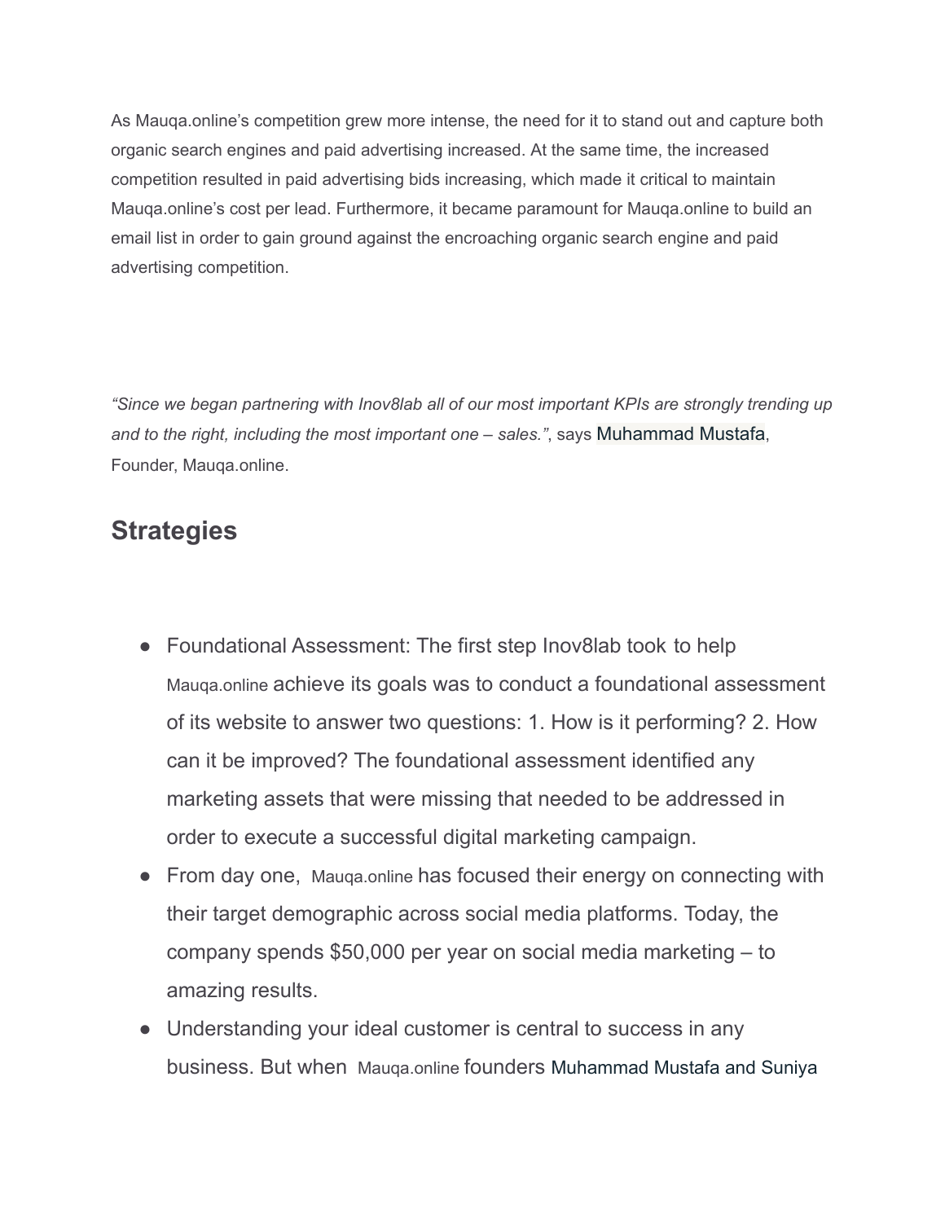As Mauqa.online's competition grew more intense, the need for it to stand out and capture both organic search engines and paid advertising increased. At the same time, the increased competition resulted in paid advertising bids increasing, which made it critical to maintain Mauqa.online's cost per lead. Furthermore, it became paramount for Mauqa.online to build an email list in order to gain ground against the encroaching organic search engine and paid advertising competition.

*"Since we began partnering with Inov8lab all of our most important KPIs are strongly trending up and to the right, including the most important one – sales."*, says Muhammad Mustafa, Founder, Mauqa.online.

## Strategies

- Foundational Assessment: The first step Inov8lab took to help Mauqa.online achieve its goals was to conduct a foundational assessment of its website to answer two questions: 1. How is it performing? 2. How can it be improved? The foundational assessment identified any marketing assets that were missing that needed to be addressed in order to execute a successful digital marketing campaign.
- From day one, Mauqa.online has focused their energy on connecting with their target demographic across social media platforms. Today, the company spends $50,000 per year on social media marketing – to amazing results.
- Understanding your ideal customer is central to success in any business. But when Mauqa.online founders Muhammad Mustafa and Suniya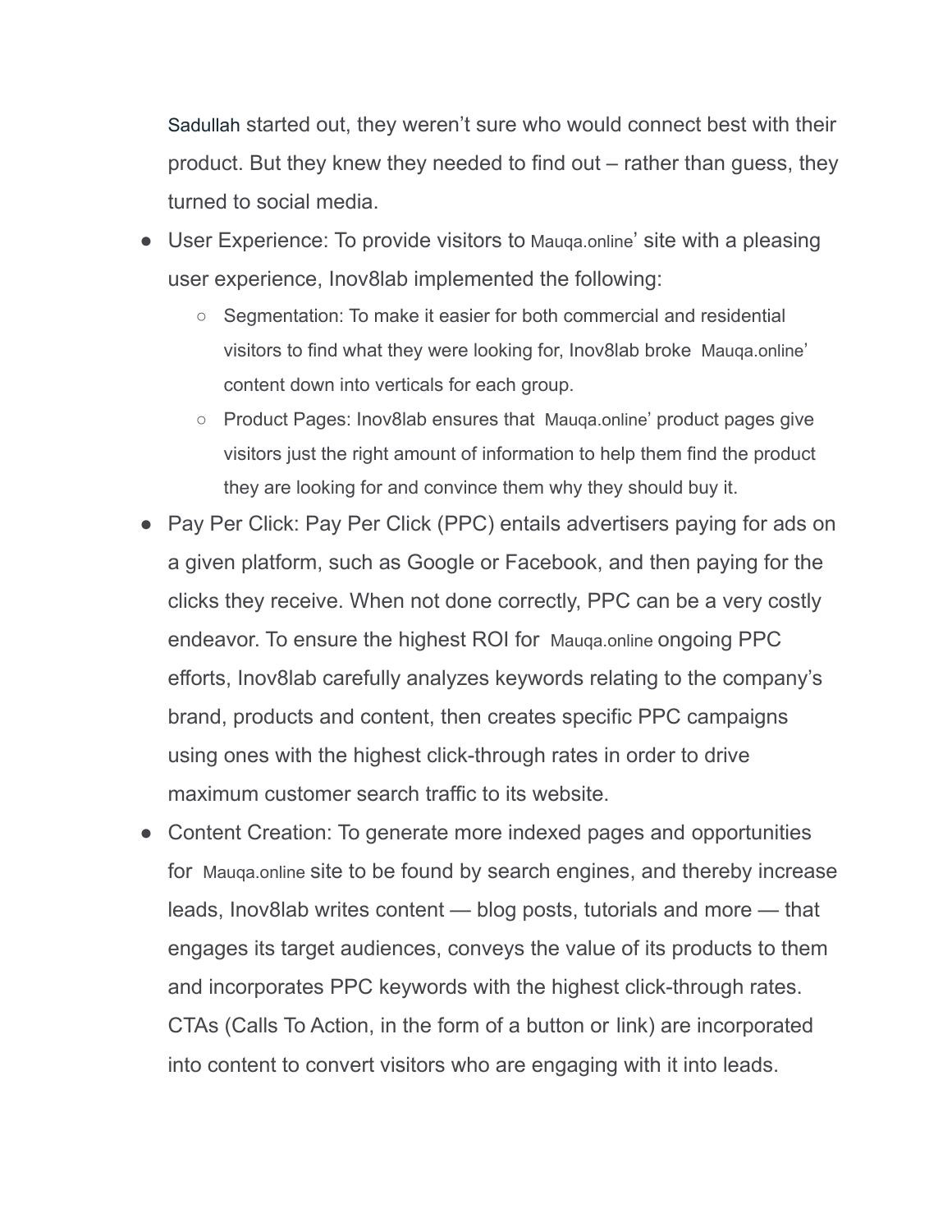Sadullah started out, they weren't sure who would connect best with their product. But they knew they needed to find out – rather than guess, they turned to social media.

- User Experience: To provide visitors to Mauqa.online' site with a pleasing user experience, Inov8lab implemented the following:
  - Segmentation: To make it easier for both commercial and residential visitors to find what they were looking for, Inov8lab broke Mauqa.online' content down into verticals for each group.
  - Product Pages: Inov8lab ensures that Mauqa.online' product pages give visitors just the right amount of information to help them find the product they are looking for and convince them why they should buy it.
- Pay Per Click: Pay Per Click (PPC) entails advertisers paying for ads on a given platform, such as Google or Facebook, and then paying for the clicks they receive. When not done correctly, PPC can be a very costly endeavor. To ensure the highest ROI for Mauqa.online ongoing PPC efforts, Inov8lab carefully analyzes keywords relating to the company's brand, products and content, then creates specific PPC campaigns using ones with the highest click-through rates in order to drive maximum customer search traffic to its website.
- Content Creation: To generate more indexed pages and opportunities for Mauqa.online site to be found by search engines, and thereby increase leads, Inov8lab writes content — blog posts, tutorials and more — that engages its target audiences, conveys the value of its products to them and incorporates PPC keywords with the highest click-through rates. CTAs (Calls To Action, in the form of a button or link) are incorporated into content to convert visitors who are engaging with it into leads.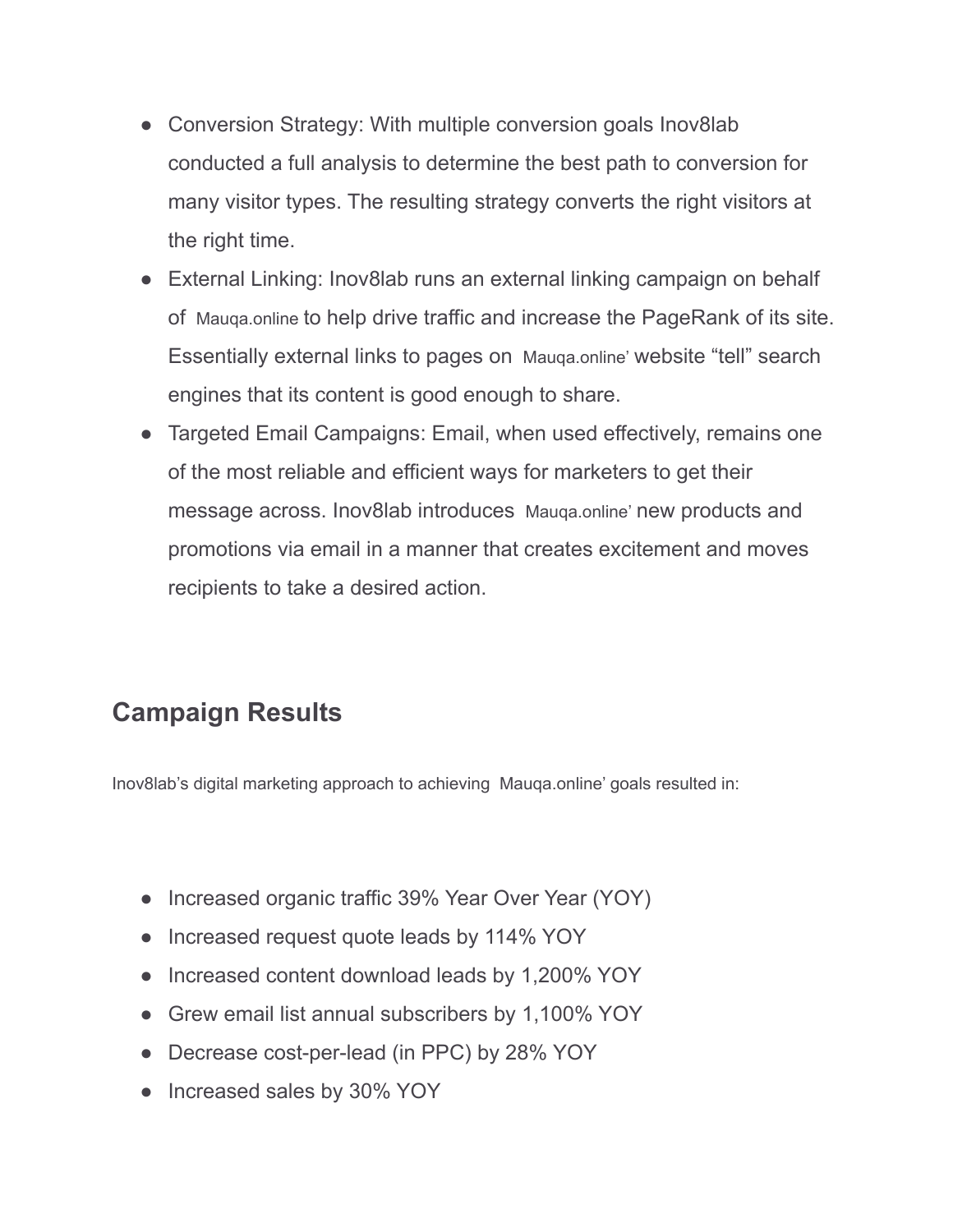- Conversion Strategy: With multiple conversion goals Inov8lab conducted a full analysis to determine the best path to conversion for many visitor types. The resulting strategy converts the right visitors at the right time.
- External Linking: Inov8lab runs an external linking campaign on behalf of Mauqa.online to help drive traffic and increase the PageRank of its site. Essentially external links to pages on Mauqa.online' website "tell" search engines that its content is good enough to share.
- Targeted Email Campaigns: Email, when used effectively, remains one of the most reliable and efficient ways for marketers to get their message across. Inov8lab introduces Mauqa.online' new products and promotions via email in a manner that creates excitement and moves recipients to take a desired action.

## Campaign Results

Inov8lab's digital marketing approach to achieving Mauqa.online' goals resulted in:

- Increased organic traffic 39% Year Over Year (YOY)
- Increased request quote leads by 114% YOY
- Increased content download leads by 1,200% YOY
- Grew email list annual subscribers by 1,100% YOY
- Decrease cost-per-lead (in PPC) by 28% YOY
- Increased sales by 30% YOY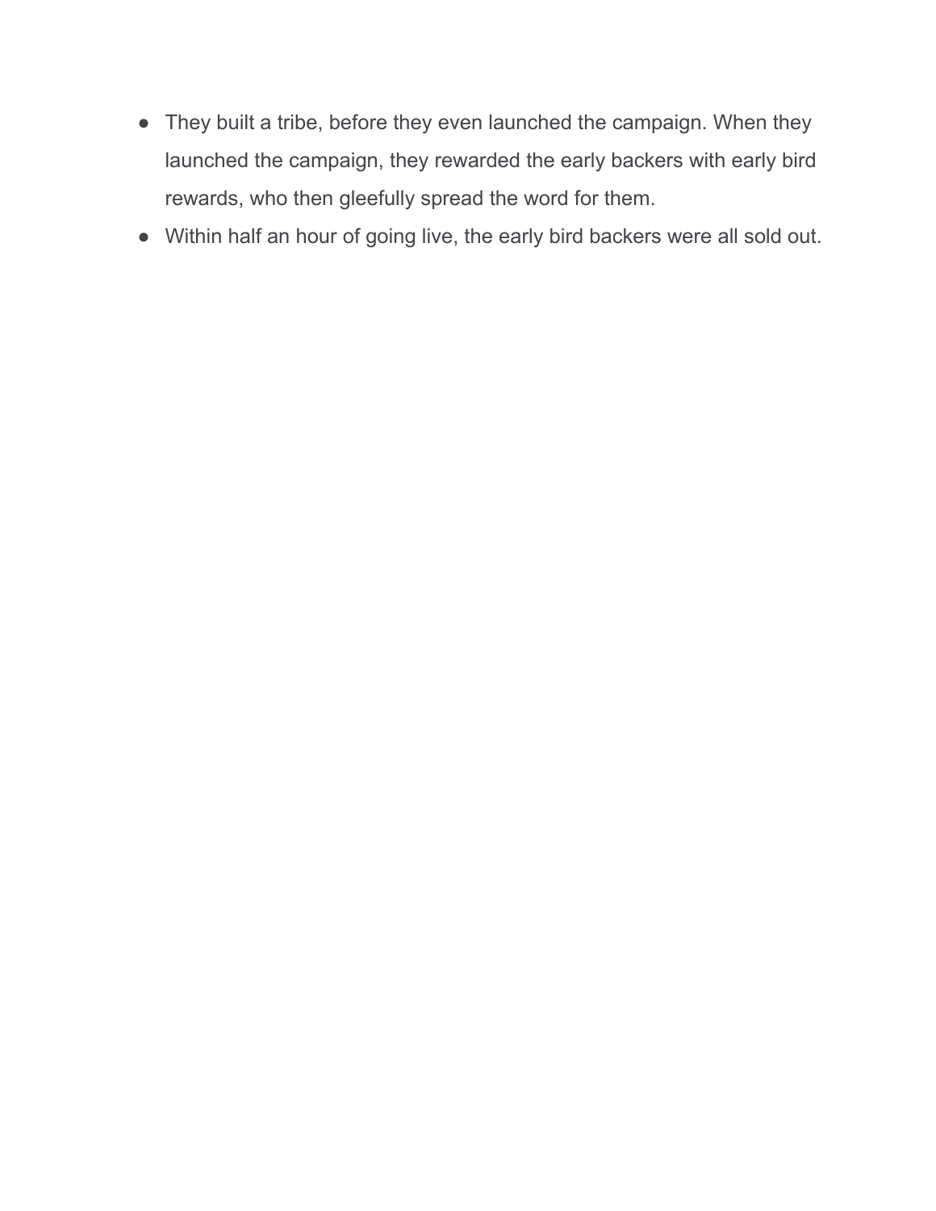- They built a tribe, before they even launched the campaign. When they launched the campaign, they rewarded the early backers with early bird rewards, who then gleefully spread the word for them.
- Within half an hour of going live, the early bird backers were all sold out.